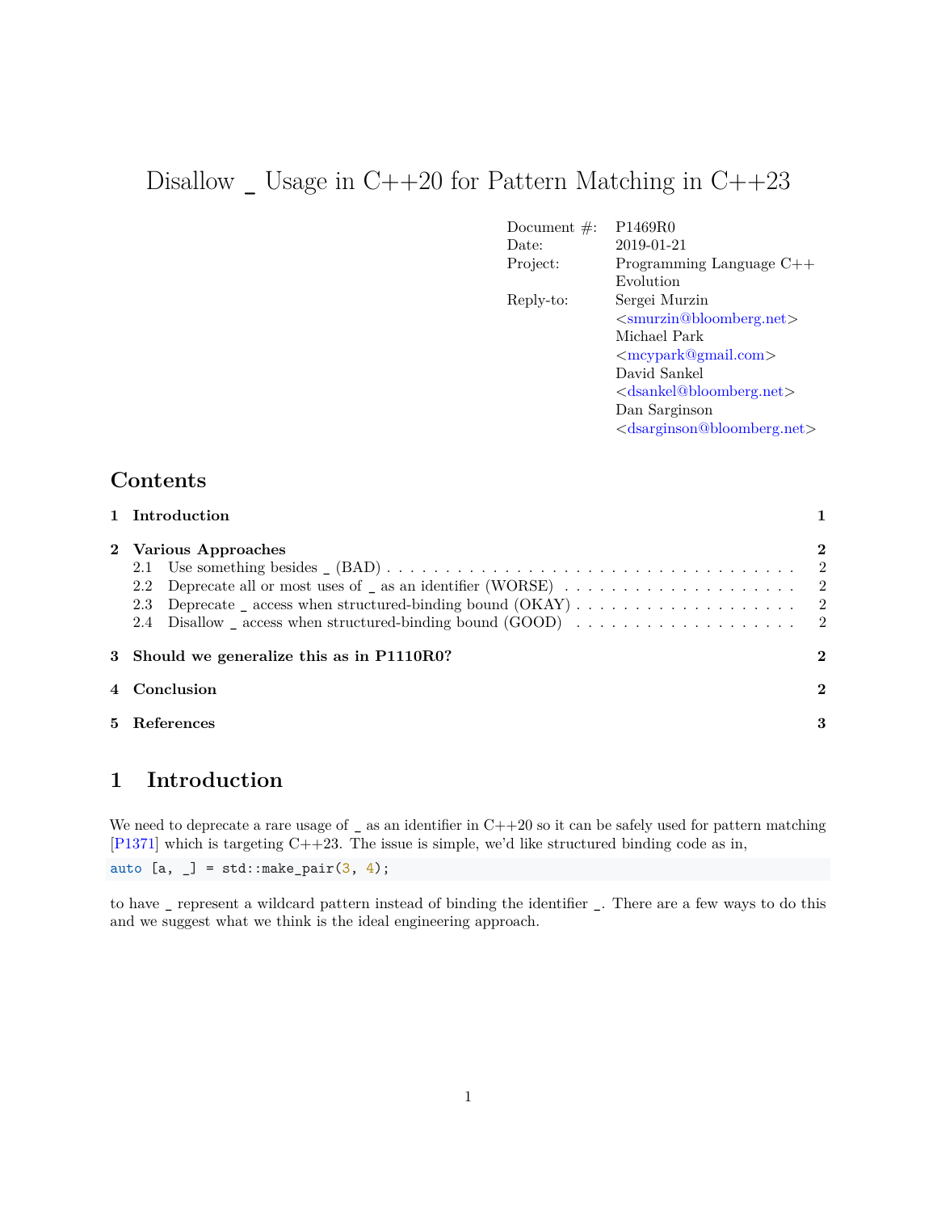# Disallow _ Usage in C++20 for Pattern Matching in C++23

| | |
|---|---|
| Document #: | P1469R0 |
| Date: | 2019-01-21 |
| Project: | Programming Language C++ Evolution |
| Reply-to: | Sergei Murzin <smurzin@bloomberg.net> Michael Park <mcypark@gmail.com> David Sankel <dsankel@bloomberg.net> Dan Sarginson <dsarginson@bloomberg.net> |

## Contents

1 Introduction 1

2 Various Approaches 2
- 2.1 Use something besides _ (BAD) 2
- 2.2 Deprecate all or most uses of _ as an identifier (WORSE) 2
- 2.3 Deprecate _ access when structured-binding bound (OKAY) 2
- 2.4 Disallow _ access when structured-binding bound (GOOD) 2

3 Should we generalize this as in P1110R0? 2

4 Conclusion 2

5 References 3

## 1 Introduction

We need to deprecate a rare usage of _ as an identifier in C++20 so it can be safely used for pattern matching [P1371] which is targeting C++23. The issue is simple, we'd like structured binding code as in,

```
auto [a, _] = std::make_pair(3, 4);
```

to have _ represent a wildcard pattern instead of binding the identifier _. There are a few ways to do this and we suggest what we think is the ideal engineering approach.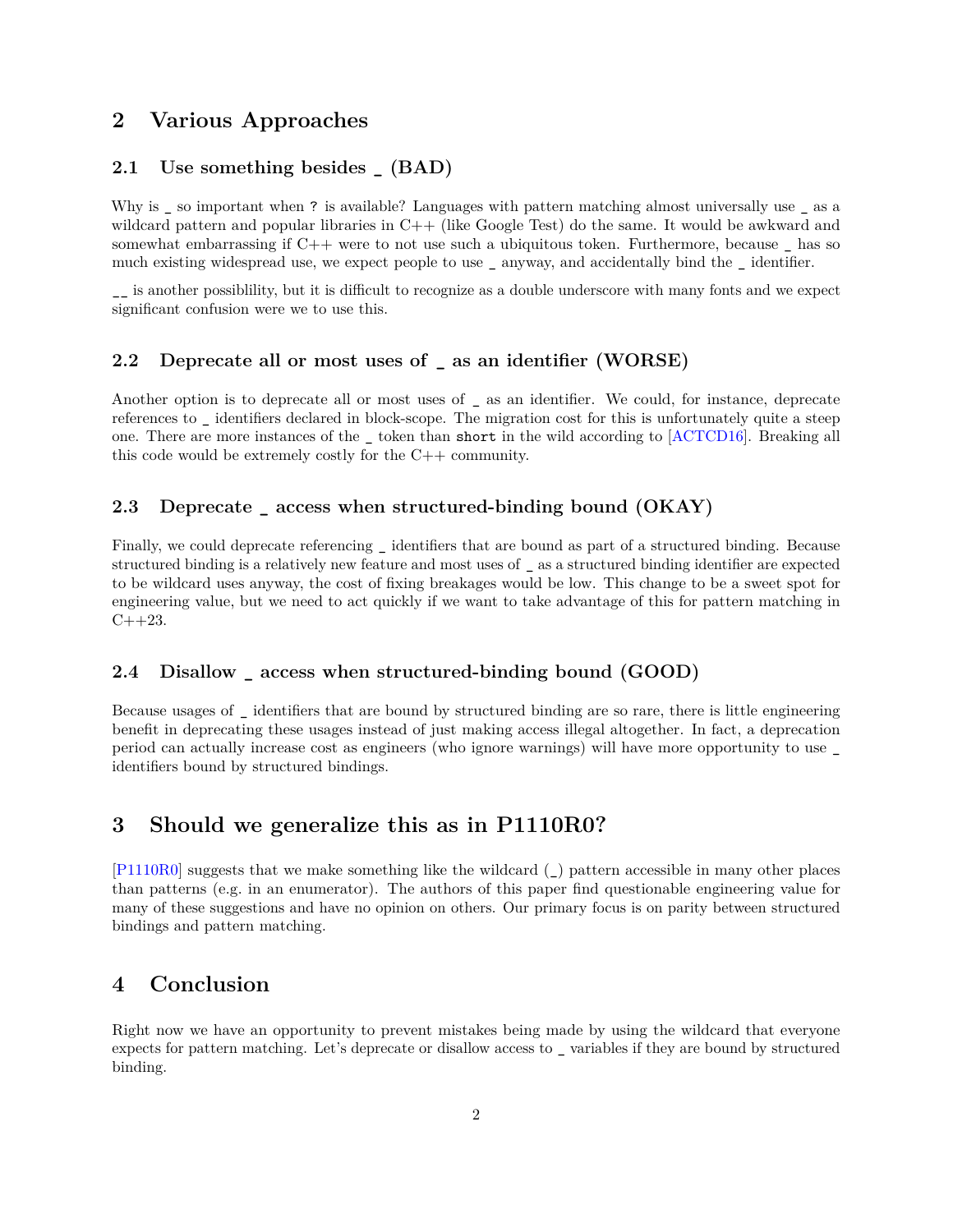## 2 Various Approaches

### 2.1 Use something besides _ (BAD)

Why is _ so important when ? is available? Languages with pattern matching almost universally use _ as a wildcard pattern and popular libraries in C++ (like Google Test) do the same. It would be awkward and somewhat embarrassing if C++ were to not use such a ubiquitous token. Furthermore, because _ has so much existing widespread use, we expect people to use _ anyway, and accidentally bind the _ identifier.

__ is another possiblility, but it is difficult to recognize as a double underscore with many fonts and we expect significant confusion were we to use this.

### 2.2 Deprecate all or most uses of _ as an identifier (WORSE)

Another option is to deprecate all or most uses of _ as an identifier. We could, for instance, deprecate references to _ identifiers declared in block-scope. The migration cost for this is unfortunately quite a steep one. There are more instances of the _ token than `short` in the wild according to [ACTCD16]. Breaking all this code would be extremely costly for the C++ community.

### 2.3 Deprecate _ access when structured-binding bound (OKAY)

Finally, we could deprecate referencing _ identifiers that are bound as part of a structured binding. Because structured binding is a relatively new feature and most uses of _ as a structured binding identifier are expected to be wildcard uses anyway, the cost of fixing breakages would be low. This change to be a sweet spot for engineering value, but we need to act quickly if we want to take advantage of this for pattern matching in C++23.

### 2.4 Disallow _ access when structured-binding bound (GOOD)

Because usages of _ identifiers that are bound by structured binding are so rare, there is little engineering benefit in deprecating these usages instead of just making access illegal altogether. In fact, a deprecation period can actually increase cost as engineers (who ignore warnings) will have more opportunity to use _ identifiers bound by structured bindings.

## 3 Should we generalize this as in P1110R0?

[P1110R0] suggests that we make something like the wildcard (_) pattern accessible in many other places than patterns (e.g. in an enumerator). The authors of this paper find questionable engineering value for many of these suggestions and have no opinion on others. Our primary focus is on parity between structured bindings and pattern matching.

## 4 Conclusion

Right now we have an opportunity to prevent mistakes being made by using the wildcard that everyone expects for pattern matching. Let's deprecate or disallow access to _ variables if they are bound by structured binding.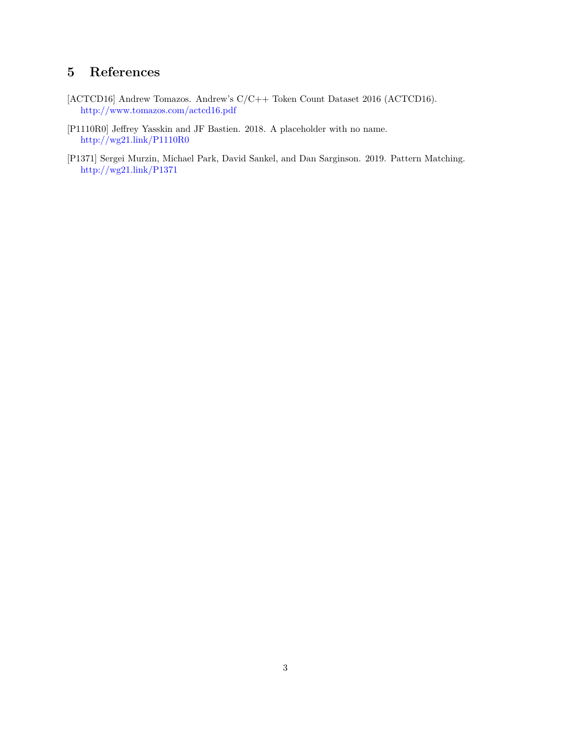## 5 References

[ACTCD16] Andrew Tomazos. Andrew's C/C++ Token Count Dataset 2016 (ACTCD16). http://www.tomazos.com/actcd16.pdf

[P1110R0] Jeffrey Yasskin and JF Bastien. 2018. A placeholder with no name. http://wg21.link/P1110R0

[P1371] Sergei Murzin, Michael Park, David Sankel, and Dan Sarginson. 2019. Pattern Matching. http://wg21.link/P1371